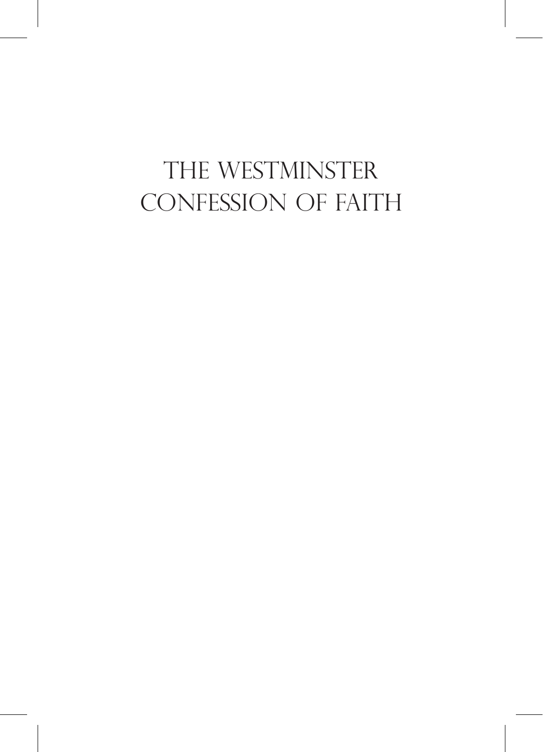# THE WESTMINSTER CONFESSION OF FAITH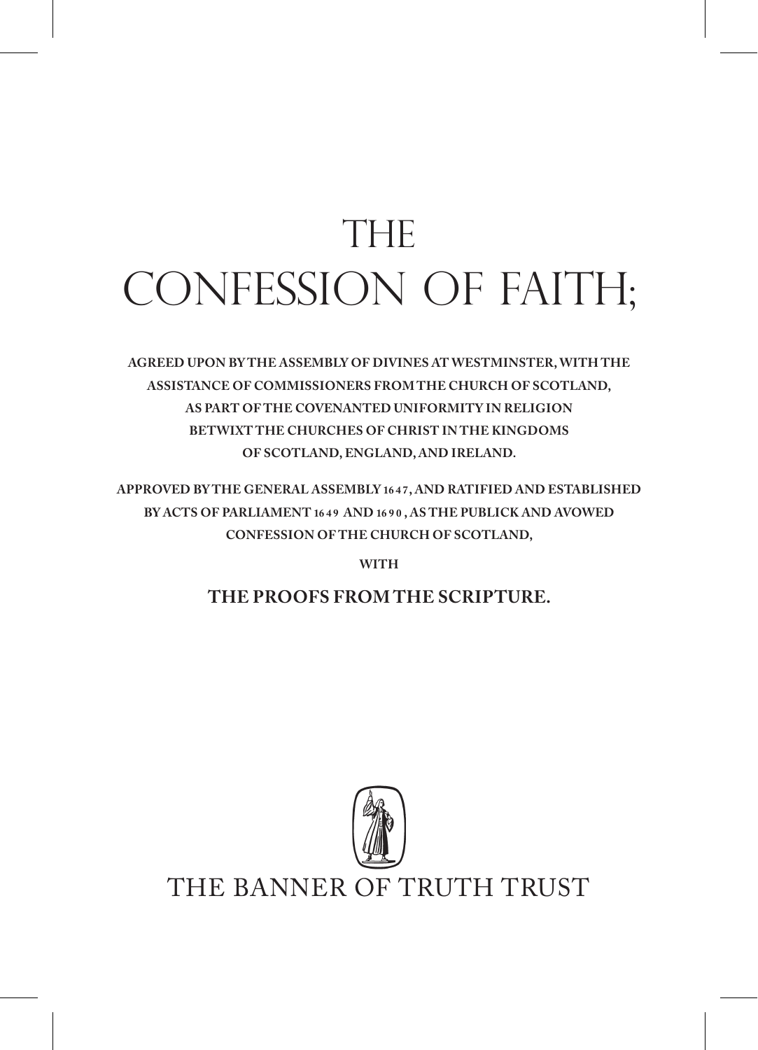# THE CONFESSION OF FAITH;

**AGREED UPON BY THE ASSEMBLY OF DIVINES AT WESTMINSTER, WITH THE ASSISTANCE OF COMMISSIONERS FROM THE CHURCH OF SCOTLAND, AS PART OF THE COVENANTED UNIFORMITY IN RELIGION BETWIXT THE CHURCHES OF CHRIST IN THE KINGDOMS OF SCOTLAND, ENGLAND, AND IRELAND.**

**APPROVED BY THE GENERAL ASSEMBLY 1647, AND RATIFIED AND ESTABLISHED BY ACTS OF PARLIAMENT 1649 AND 1690, AS THE PUBLICK AND AVOWED CONFESSION OF THE CHURCH OF SCOTLAND,**

**WITH**

**THE PROOFS FROM THE SCRIPTURE.**

THE BANNER OF TRUTH TRUST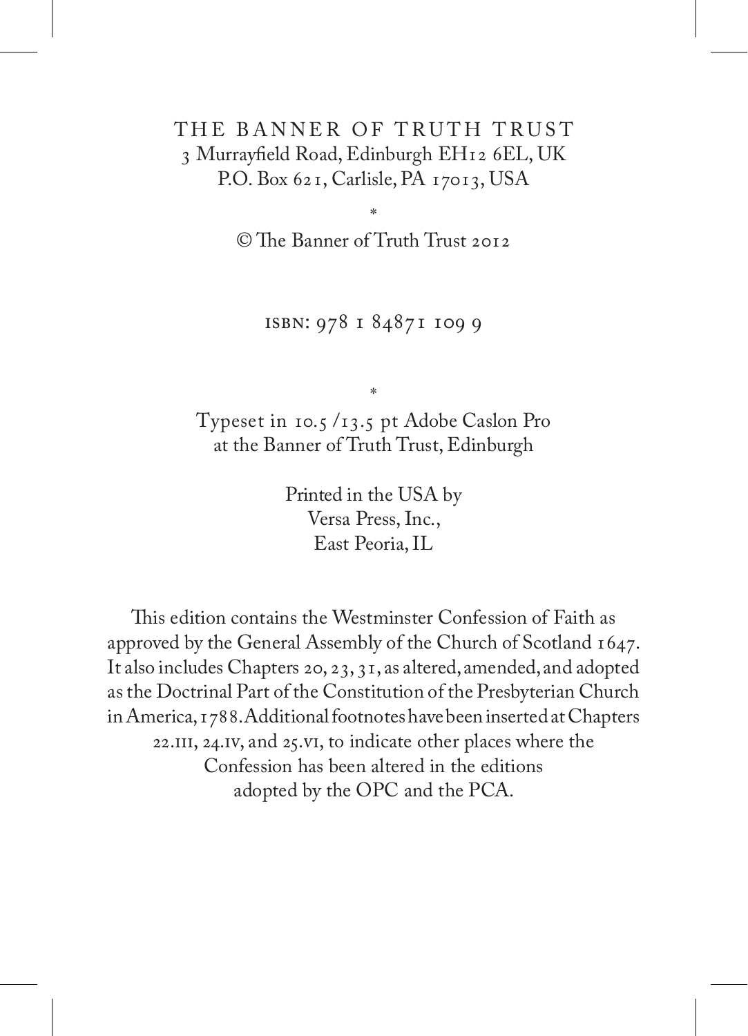THE BANNER OF TRUTH TRUST
3 Murrayfield Road, Edinburgh EH12 6EL, UK
P.O. Box 621, Carlisle, PA 17013, USA

*

© The Banner of Truth Trust 2012

ISBN: 978 1 84871 109 9

*

Typeset in 10.5 /13.5 pt Adobe Caslon Pro
at the Banner of Truth Trust, Edinburgh

Printed in the USA by
Versa Press, Inc.,
East Peoria, IL

This edition contains the Westminster Confession of Faith as approved by the General Assembly of the Church of Scotland 1647. It also includes Chapters 20, 23, 31, as altered, amended, and adopted as the Doctrinal Part of the Constitution of the Presbyterian Church in America, 1788. Additional footnotes have been inserted at Chapters 22.III, 24.IV, and 25.VI, to indicate other places where the Confession has been altered in the editions adopted by the OPC and the PCA.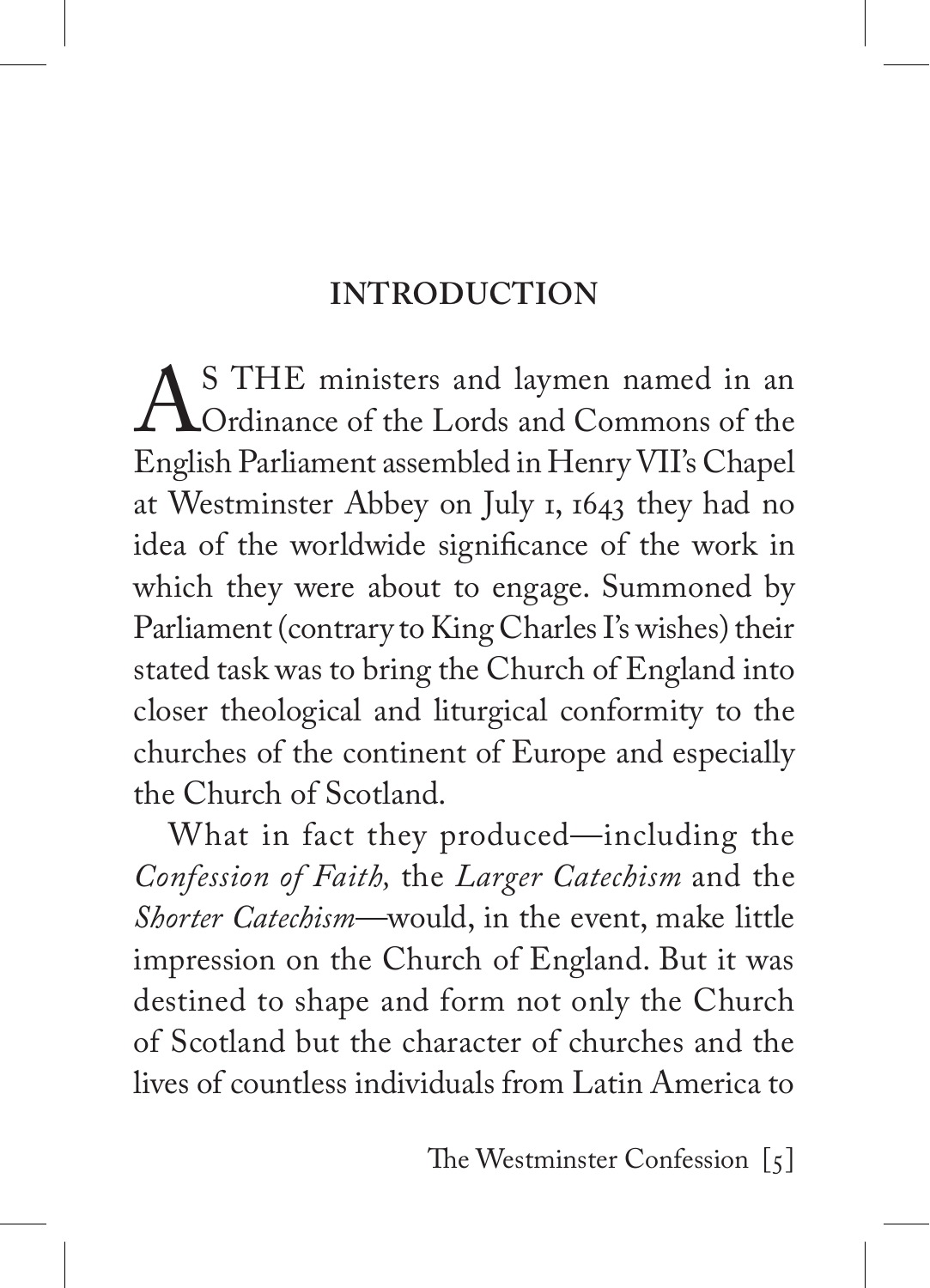## INTRODUCTION

AS THE ministers and laymen named in an Ordinance of the Lords and Commons of the English Parliament assembled in Henry VII's Chapel at Westminster Abbey on July 1, 1643 they had no idea of the worldwide significance of the work in which they were about to engage. Summoned by Parliament (contrary to King Charles I's wishes) their stated task was to bring the Church of England into closer theological and liturgical conformity to the churches of the continent of Europe and especially the Church of Scotland.

What in fact they produced—including the *Confession of Faith*, the *Larger Catechism* and the *Shorter Catechism*—would, in the event, make little impression on the Church of England. But it was destined to shape and form not only the Church of Scotland but the character of churches and the lives of countless individuals from Latin America to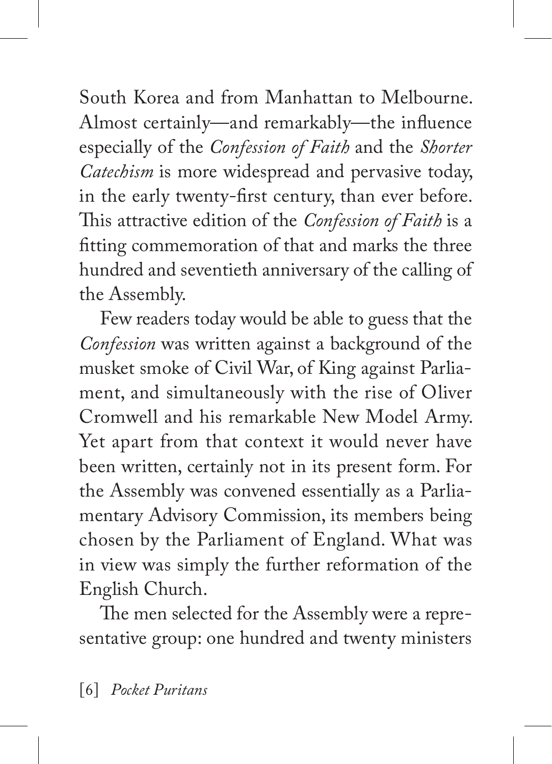South Korea and from Manhattan to Melbourne. Almost certainly—and remarkably—the influence especially of the *Confession of Faith* and the *Shorter Catechism* is more widespread and pervasive today, in the early twenty-first century, than ever before. This attractive edition of the *Confession of Faith* is a fitting commemoration of that and marks the three hundred and seventieth anniversary of the calling of the Assembly.

Few readers today would be able to guess that the *Confession* was written against a background of the musket smoke of Civil War, of King against Parliament, and simultaneously with the rise of Oliver Cromwell and his remarkable New Model Army. Yet apart from that context it would never have been written, certainly not in its present form. For the Assembly was convened essentially as a Parliamentary Advisory Commission, its members being chosen by the Parliament of England. What was in view was simply the further reformation of the English Church.

The men selected for the Assembly were a representative group: one hundred and twenty ministers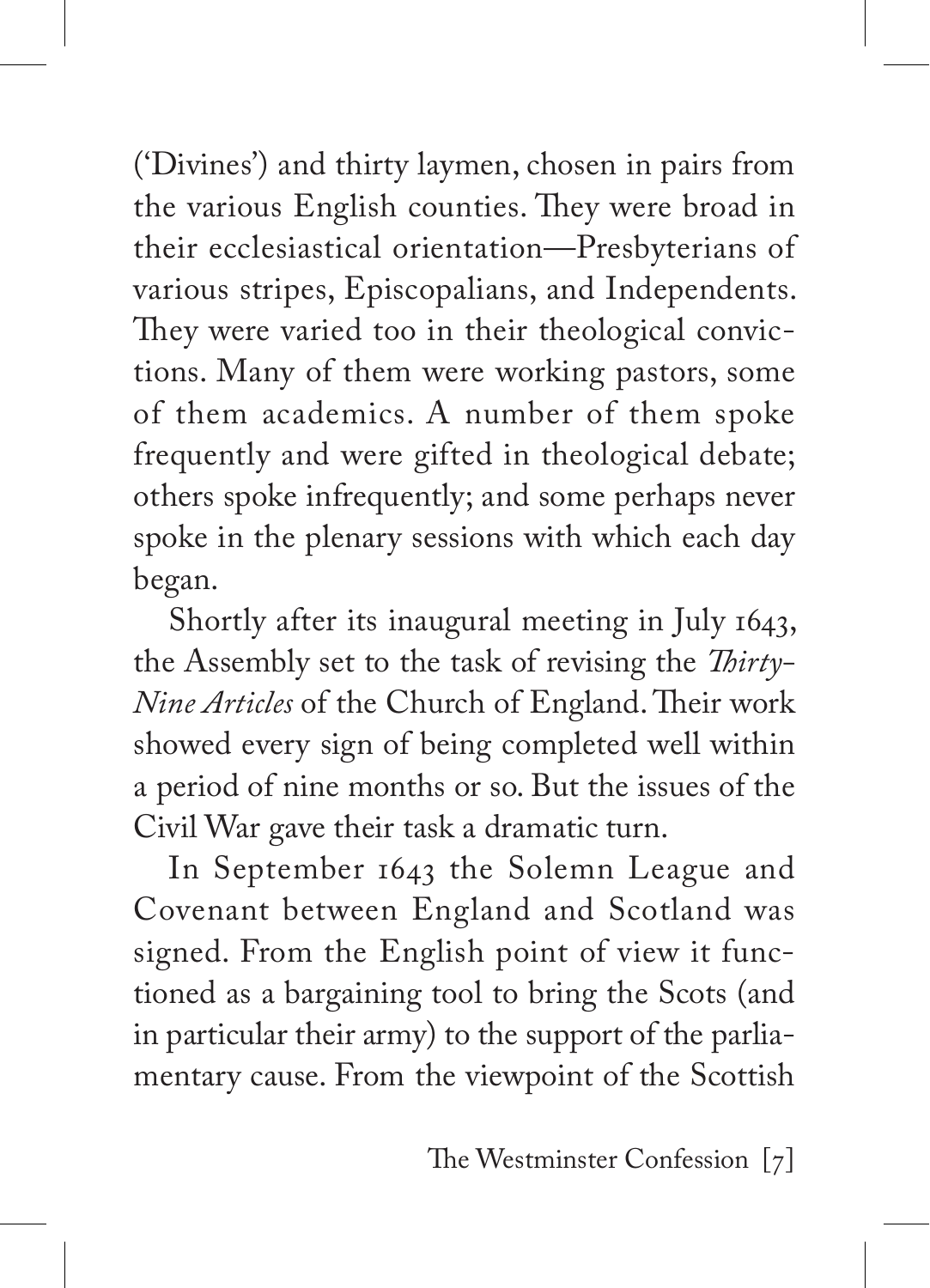('Divines') and thirty laymen, chosen in pairs from the various English counties. They were broad in their ecclesiastical orientation—Presbyterians of various stripes, Episcopalians, and Independents. They were varied too in their theological convictions. Many of them were working pastors, some of them academics. A number of them spoke frequently and were gifted in theological debate; others spoke infrequently; and some perhaps never spoke in the plenary sessions with which each day began.

Shortly after its inaugural meeting in July 1643, the Assembly set to the task of revising the *Thirty-Nine Articles* of the Church of England. Their work showed every sign of being completed well within a period of nine months or so. But the issues of the Civil War gave their task a dramatic turn.

In September 1643 the Solemn League and Covenant between England and Scotland was signed. From the English point of view it functioned as a bargaining tool to bring the Scots (and in particular their army) to the support of the parliamentary cause. From the viewpoint of the Scottish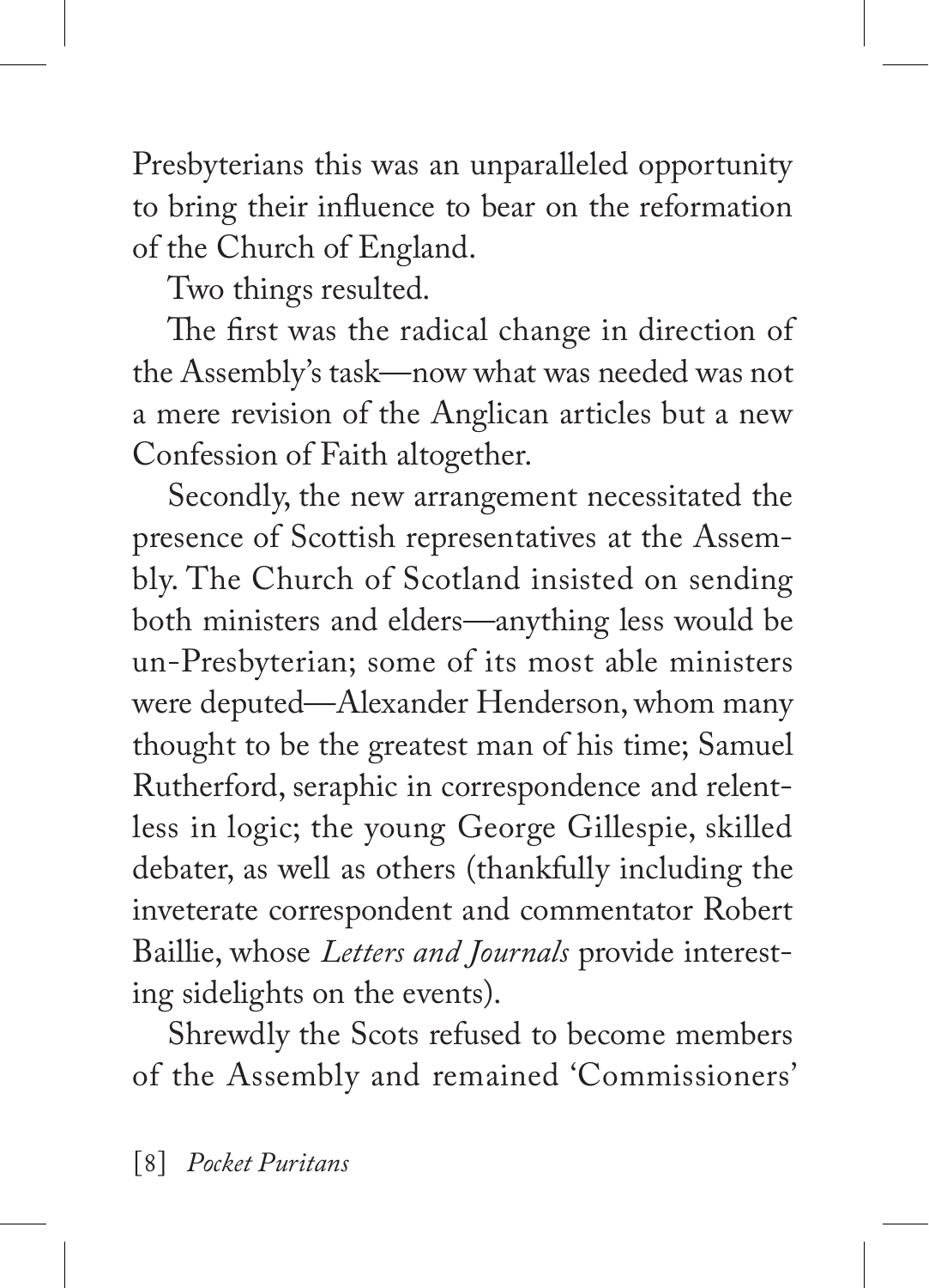Presbyterians this was an unparalleled opportunity to bring their influence to bear on the reformation of the Church of England.

Two things resulted.

The first was the radical change in direction of the Assembly's task—now what was needed was not a mere revision of the Anglican articles but a new Confession of Faith altogether.

Secondly, the new arrangement necessitated the presence of Scottish representatives at the Assembly. The Church of Scotland insisted on sending both ministers and elders—anything less would be un-Presbyterian; some of its most able ministers were deputed—Alexander Henderson, whom many thought to be the greatest man of his time; Samuel Rutherford, seraphic in correspondence and relentless in logic; the young George Gillespie, skilled debater, as well as others (thankfully including the inveterate correspondent and commentator Robert Baillie, whose *Letters and Journals* provide interesting sidelights on the events).

Shrewdly the Scots refused to become members of the Assembly and remained 'Commissioners'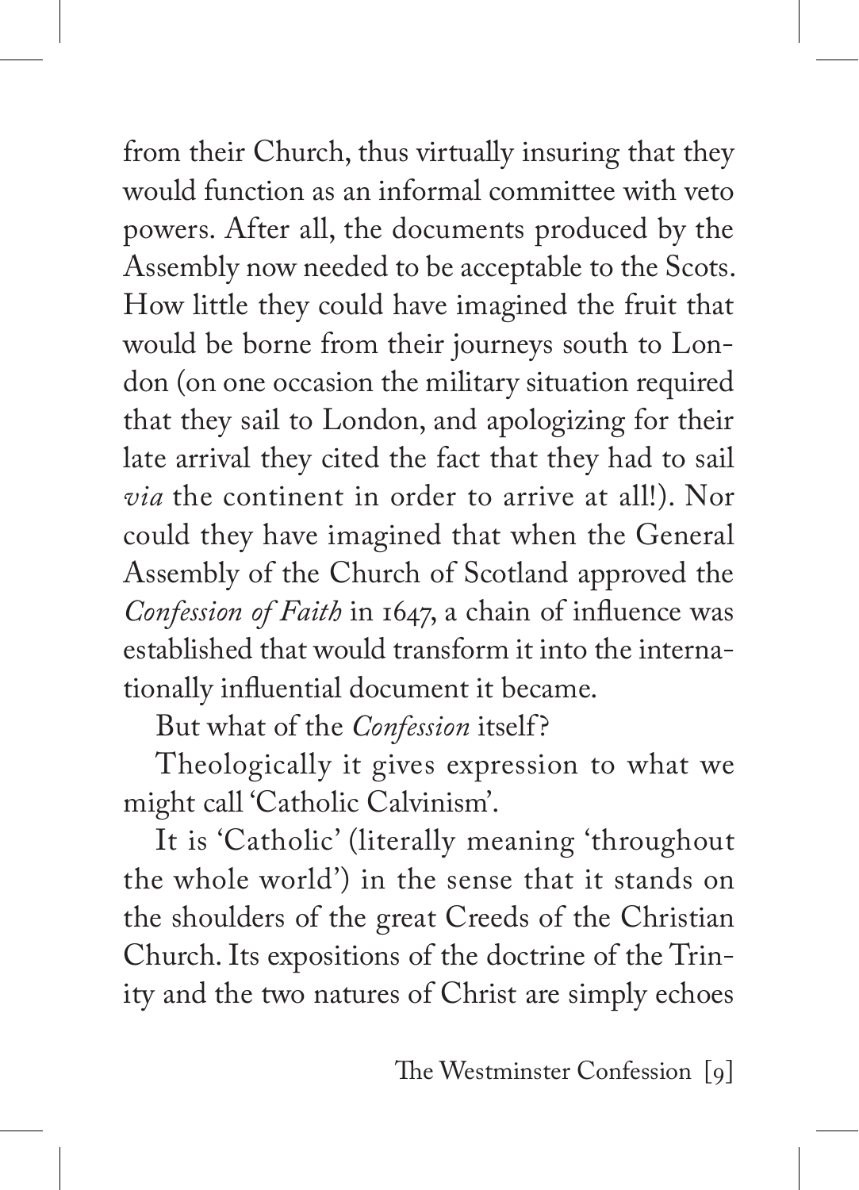from their Church, thus virtually insuring that they would function as an informal committee with veto powers. After all, the documents produced by the Assembly now needed to be acceptable to the Scots. How little they could have imagined the fruit that would be borne from their journeys south to London (on one occasion the military situation required that they sail to London, and apologizing for their late arrival they cited the fact that they had to sail *via* the continent in order to arrive at all!). Nor could they have imagined that when the General Assembly of the Church of Scotland approved the *Confession of Faith* in 1647, a chain of influence was established that would transform it into the internationally influential document it became.

But what of the *Confession* itself?

Theologically it gives expression to what we might call 'Catholic Calvinism'.

It is 'Catholic' (literally meaning 'throughout the whole world') in the sense that it stands on the shoulders of the great Creeds of the Christian Church. Its expositions of the doctrine of the Trinity and the two natures of Christ are simply echoes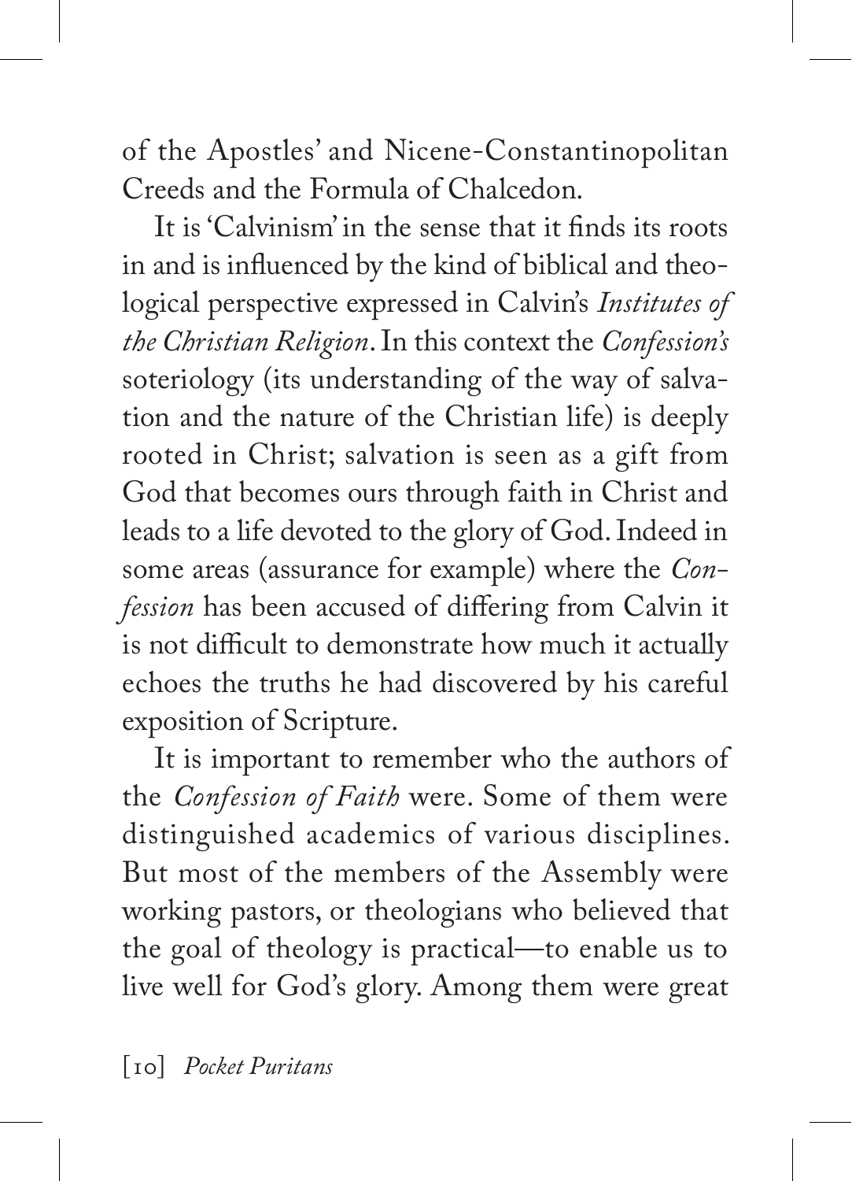of the Apostles' and Nicene-Constantinopolitan Creeds and the Formula of Chalcedon.

It is 'Calvinism' in the sense that it finds its roots in and is influenced by the kind of biblical and theological perspective expressed in Calvin's *Institutes of the Christian Religion*. In this context the *Confession's* soteriology (its understanding of the way of salvation and the nature of the Christian life) is deeply rooted in Christ; salvation is seen as a gift from God that becomes ours through faith in Christ and leads to a life devoted to the glory of God. Indeed in some areas (assurance for example) where the *Confession* has been accused of differing from Calvin it is not difficult to demonstrate how much it actually echoes the truths he had discovered by his careful exposition of Scripture.

It is important to remember who the authors of the *Confession of Faith* were. Some of them were distinguished academics of various disciplines. But most of the members of the Assembly were working pastors, or theologians who believed that the goal of theology is practical—to enable us to live well for God's glory. Among them were great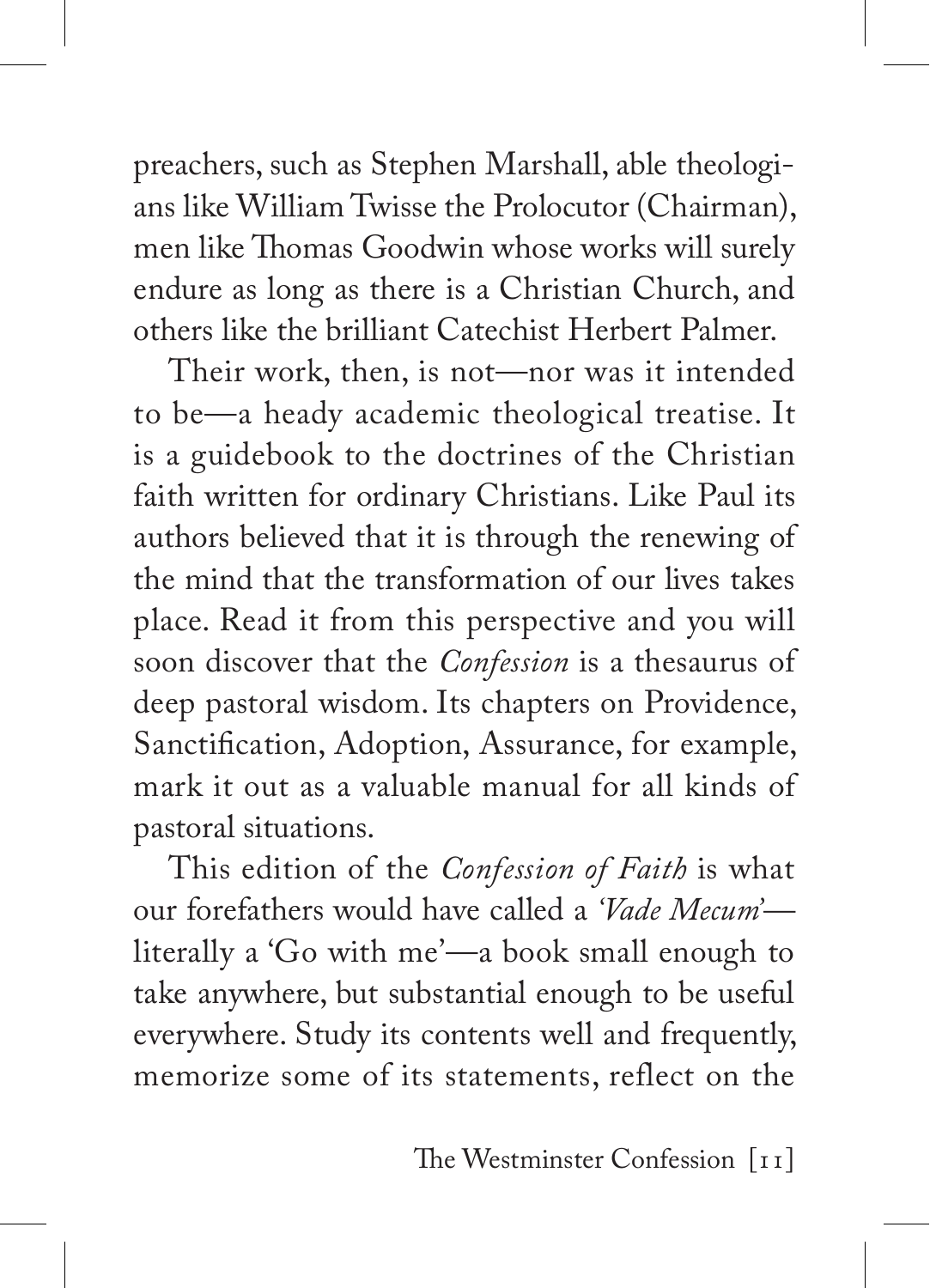preachers, such as Stephen Marshall, able theologians like William Twisse the Prolocutor (Chairman), men like Thomas Goodwin whose works will surely endure as long as there is a Christian Church, and others like the brilliant Catechist Herbert Palmer.

Their work, then, is not—nor was it intended to be—a heady academic theological treatise. It is a guidebook to the doctrines of the Christian faith written for ordinary Christians. Like Paul its authors believed that it is through the renewing of the mind that the transformation of our lives takes place. Read it from this perspective and you will soon discover that the *Confession* is a thesaurus of deep pastoral wisdom. Its chapters on Providence, Sanctification, Adoption, Assurance, for example, mark it out as a valuable manual for all kinds of pastoral situations.

This edition of the *Confession of Faith* is what our forefathers would have called a '*Vade Mecum*'—literally a 'Go with me'—a book small enough to take anywhere, but substantial enough to be useful everywhere. Study its contents well and frequently, memorize some of its statements, reflect on the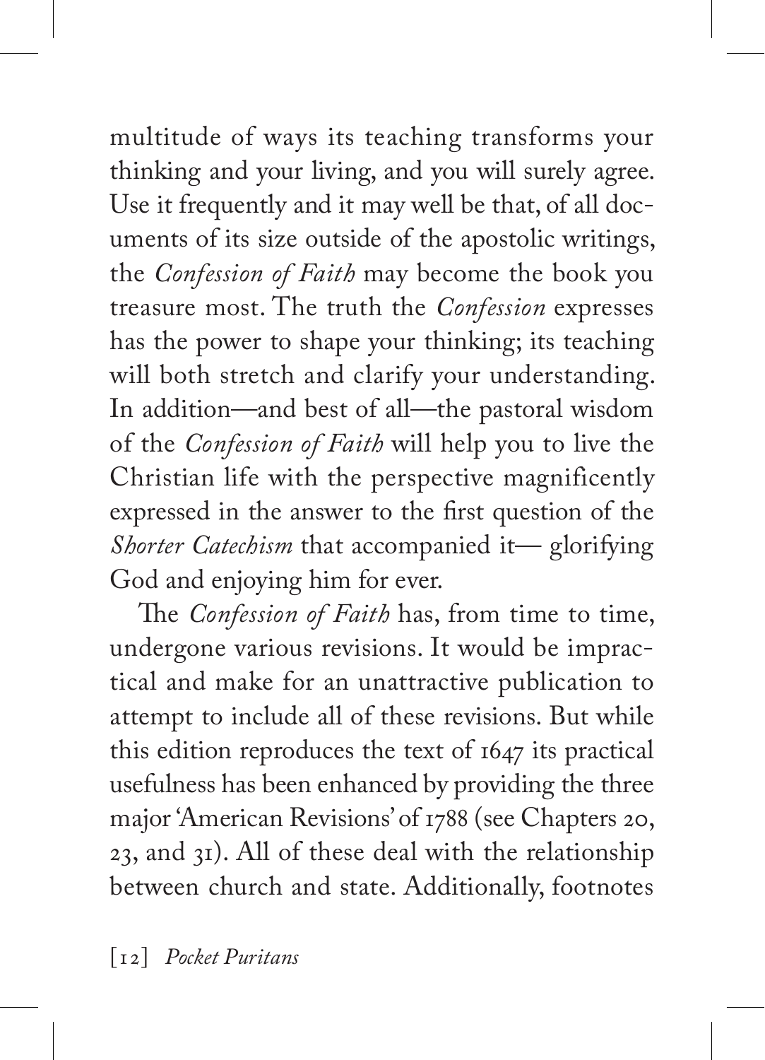multitude of ways its teaching transforms your thinking and your living, and you will surely agree. Use it frequently and it may well be that, of all documents of its size outside of the apostolic writings, the *Confession of Faith* may become the book you treasure most. The truth the *Confession* expresses has the power to shape your thinking; its teaching will both stretch and clarify your understanding. In addition—and best of all—the pastoral wisdom of the *Confession of Faith* will help you to live the Christian life with the perspective magnificently expressed in the answer to the first question of the *Shorter Catechism* that accompanied it— glorifying God and enjoying him for ever.

The *Confession of Faith* has, from time to time, undergone various revisions. It would be impractical and make for an unattractive publication to attempt to include all of these revisions. But while this edition reproduces the text of 1647 its practical usefulness has been enhanced by providing the three major 'American Revisions' of 1788 (see Chapters 20, 23, and 31). All of these deal with the relationship between church and state. Additionally, footnotes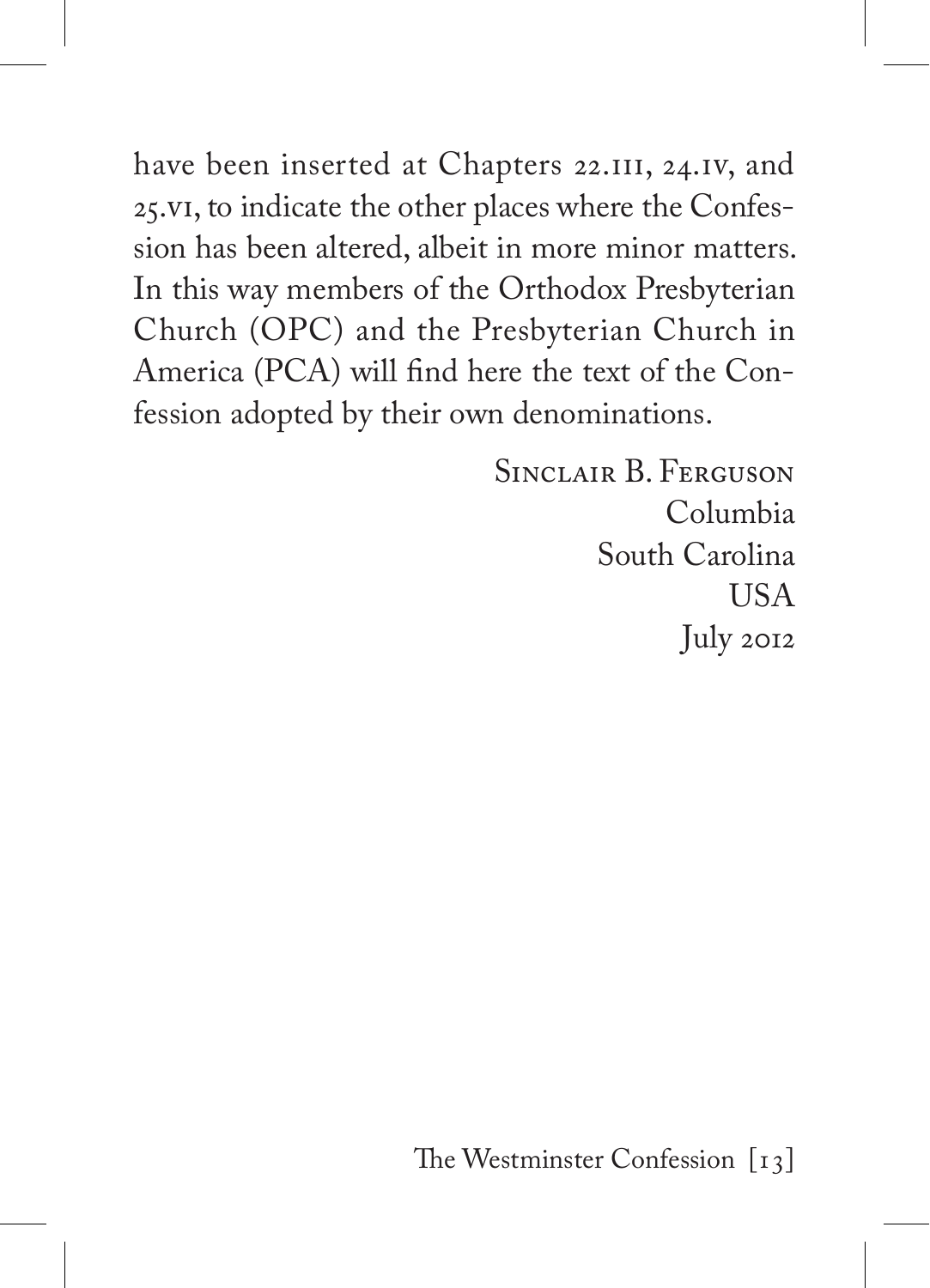have been inserted at Chapters 22.iii, 24.iv, and 25.vi, to indicate the other places where the Confession has been altered, albeit in more minor matters. In this way members of the Orthodox Presbyterian Church (OPC) and the Presbyterian Church in America (PCA) will find here the text of the Confession adopted by their own denominations.

Sinclair B. Ferguson
Columbia
South Carolina
USA
July 2012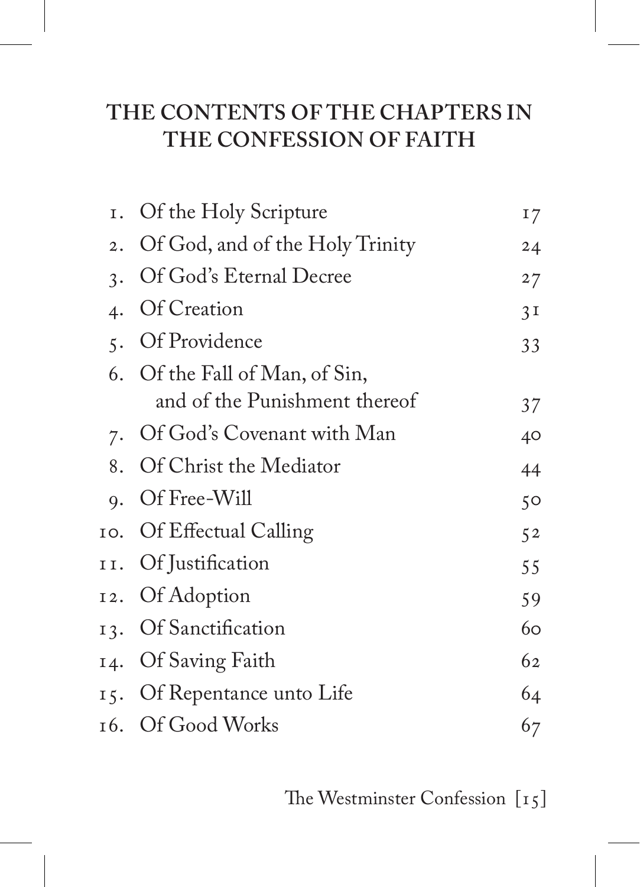## THE CONTENTS OF THE CHAPTERS IN THE CONFESSION OF FAITH

| | | |
|---|---|---|
| 1. | Of the Holy Scripture | 17 |
| 2. | Of God, and of the Holy Trinity | 24 |
| 3. | Of God's Eternal Decree | 27 |
| 4. | Of Creation | 31 |
| 5. | Of Providence | 33 |
| 6. | Of the Fall of Man, of Sin, and of the Punishment thereof | 37 |
| 7. | Of God's Covenant with Man | 40 |
| 8. | Of Christ the Mediator | 44 |
| 9. | Of Free-Will | 50 |
| 10. | Of Effectual Calling | 52 |
| 11. | Of Justification | 55 |
| 12. | Of Adoption | 59 |
| 13. | Of Sanctification | 60 |
| 14. | Of Saving Faith | 62 |
| 15. | Of Repentance unto Life | 64 |
| 16. | Of Good Works | 67 |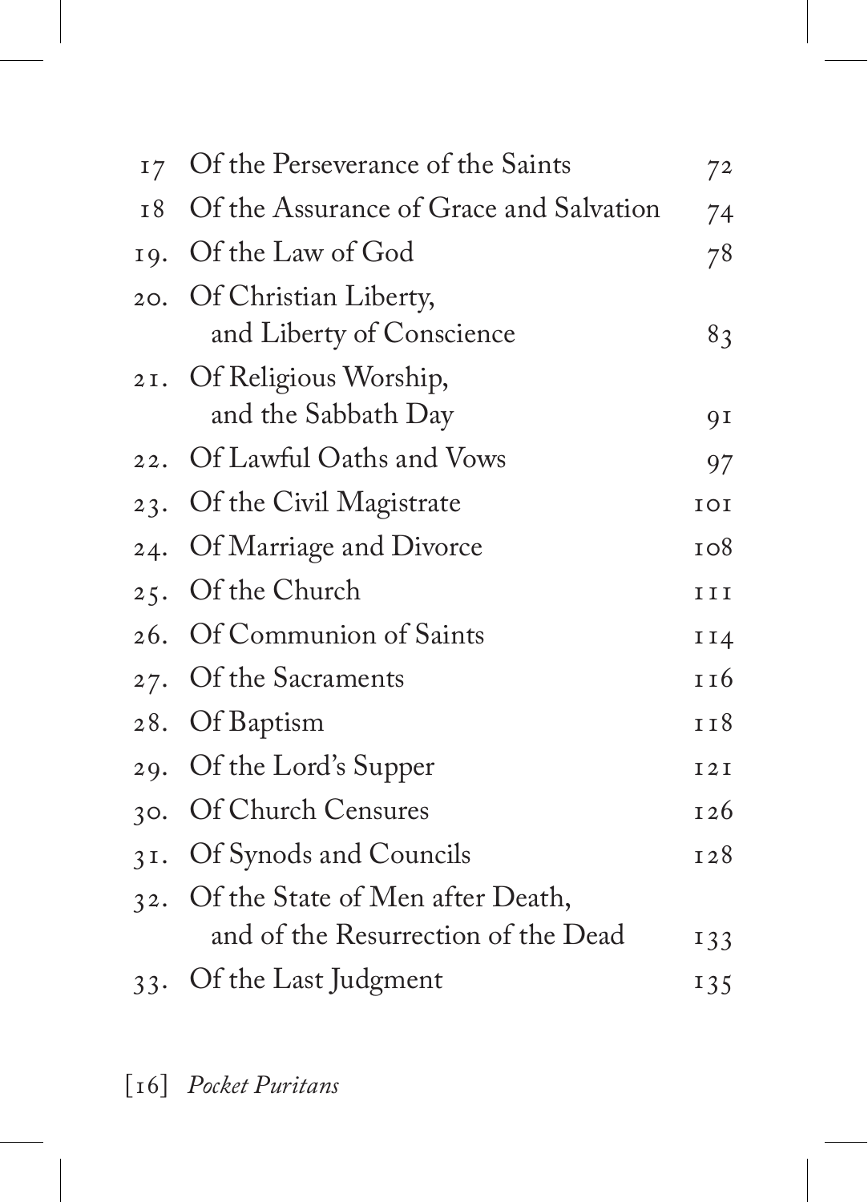| | | |
|---|---|---|
| 17 | Of the Perseverance of the Saints | 72 |
| 18 | Of the Assurance of Grace and Salvation | 74 |
| 19. | Of the Law of God | 78 |
| 20. | Of Christian Liberty, and Liberty of Conscience | 83 |
| 21. | Of Religious Worship, and the Sabbath Day | 91 |
| 22. | Of Lawful Oaths and Vows | 97 |
| 23. | Of the Civil Magistrate | 101 |
| 24. | Of Marriage and Divorce | 108 |
| 25. | Of the Church | 111 |
| 26. | Of Communion of Saints | 114 |
| 27. | Of the Sacraments | 116 |
| 28. | Of Baptism | 118 |
| 29. | Of the Lord's Supper | 121 |
| 30. | Of Church Censures | 126 |
| 31. | Of Synods and Councils | 128 |
| 32. | Of the State of Men after Death, and of the Resurrection of the Dead | 133 |
| 33. | Of the Last Judgment | 135 |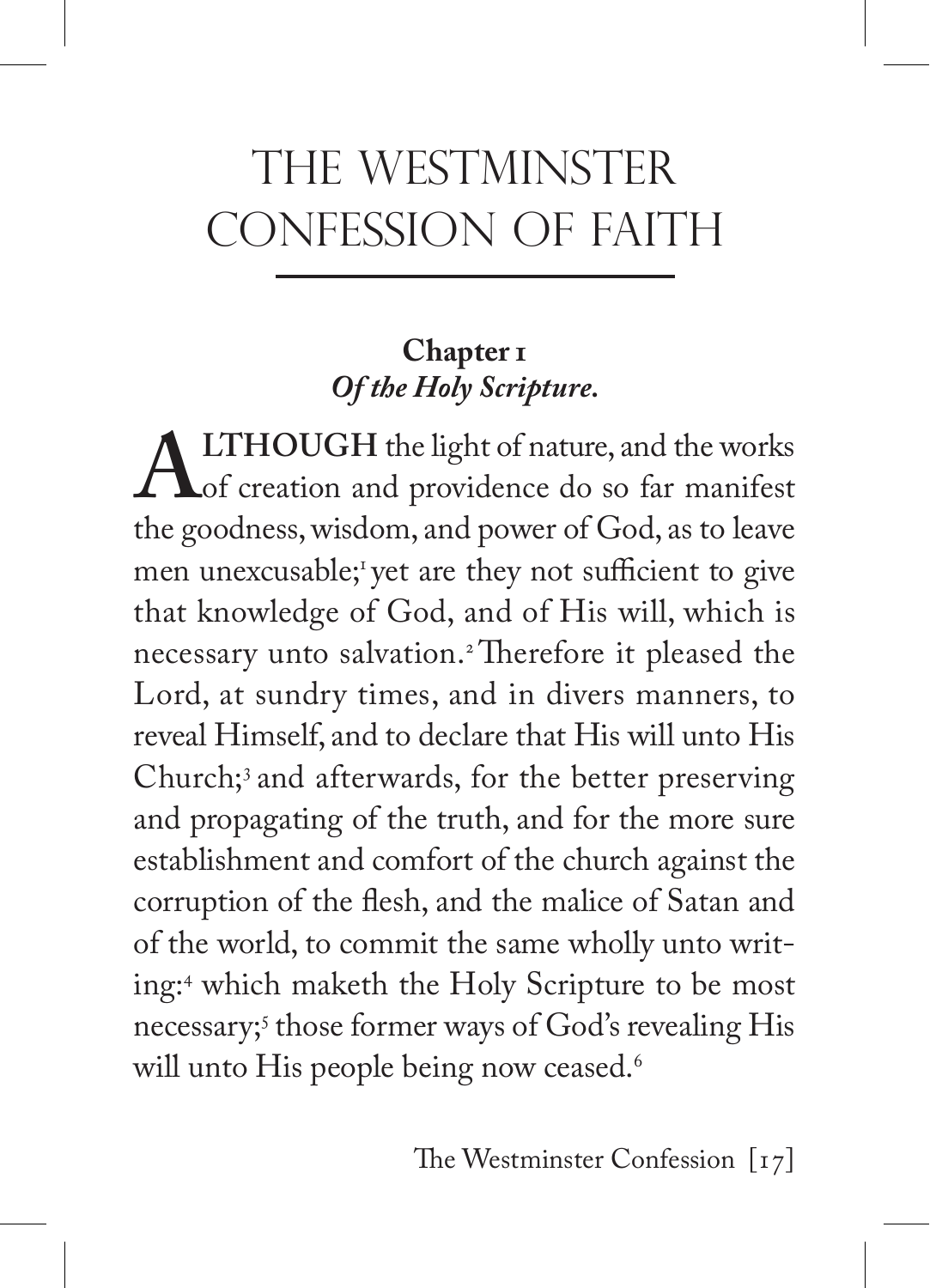# THE WESTMINSTER CONFESSION OF FAITH

## Chapter 1
### *Of the Holy Scripture.*

**ALTHOUGH** the light of nature, and the works of creation and providence do so far manifest the goodness, wisdom, and power of God, as to leave men unexcusable;[1] yet are they not sufficient to give that knowledge of God, and of His will, which is necessary unto salvation.[2] Therefore it pleased the Lord, at sundry times, and in divers manners, to reveal Himself, and to declare that His will unto His Church;[3] and afterwards, for the better preserving and propagating of the truth, and for the more sure establishment and comfort of the church against the corruption of the flesh, and the malice of Satan and of the world, to commit the same wholly unto writing:[4] which maketh the Holy Scripture to be most necessary;[5] those former ways of God's revealing His will unto His people being now ceased.[6]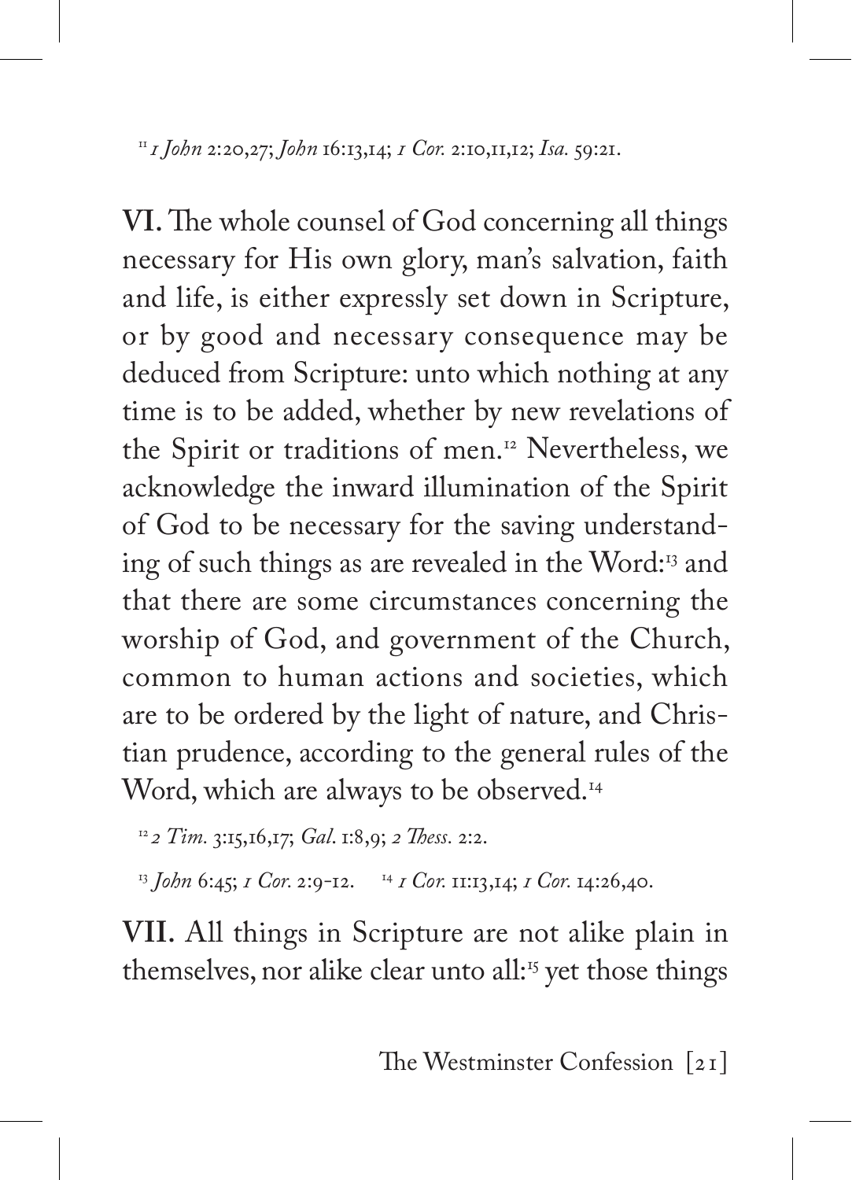[11] *1 John* 2:20,27; *John* 16:13,14; *1 Cor.* 2:10,11,12; *Isa.* 59:21.

**VI.** The whole counsel of God concerning all things necessary for His own glory, man's salvation, faith and life, is either expressly set down in Scripture, or by good and necessary consequence may be deduced from Scripture: unto which nothing at any time is to be added, whether by new revelations of the Spirit or traditions of men.[12] Nevertheless, we acknowledge the inward illumination of the Spirit of God to be necessary for the saving understanding of such things as are revealed in the Word:[13] and that there are some circumstances concerning the worship of God, and government of the Church, common to human actions and societies, which are to be ordered by the light of nature, and Christian prudence, according to the general rules of the Word, which are always to be observed.[14]

[12] *2 Tim.* 3:15,16,17; *Gal.* 1:8,9; *2 Thess.* 2:2.

[13] *John* 6:45; *1 Cor.* 2:9-12. [14] *1 Cor.* 11:13,14; *1 Cor.* 14:26,40.

**VII.** All things in Scripture are not alike plain in themselves, nor alike clear unto all:[15] yet those things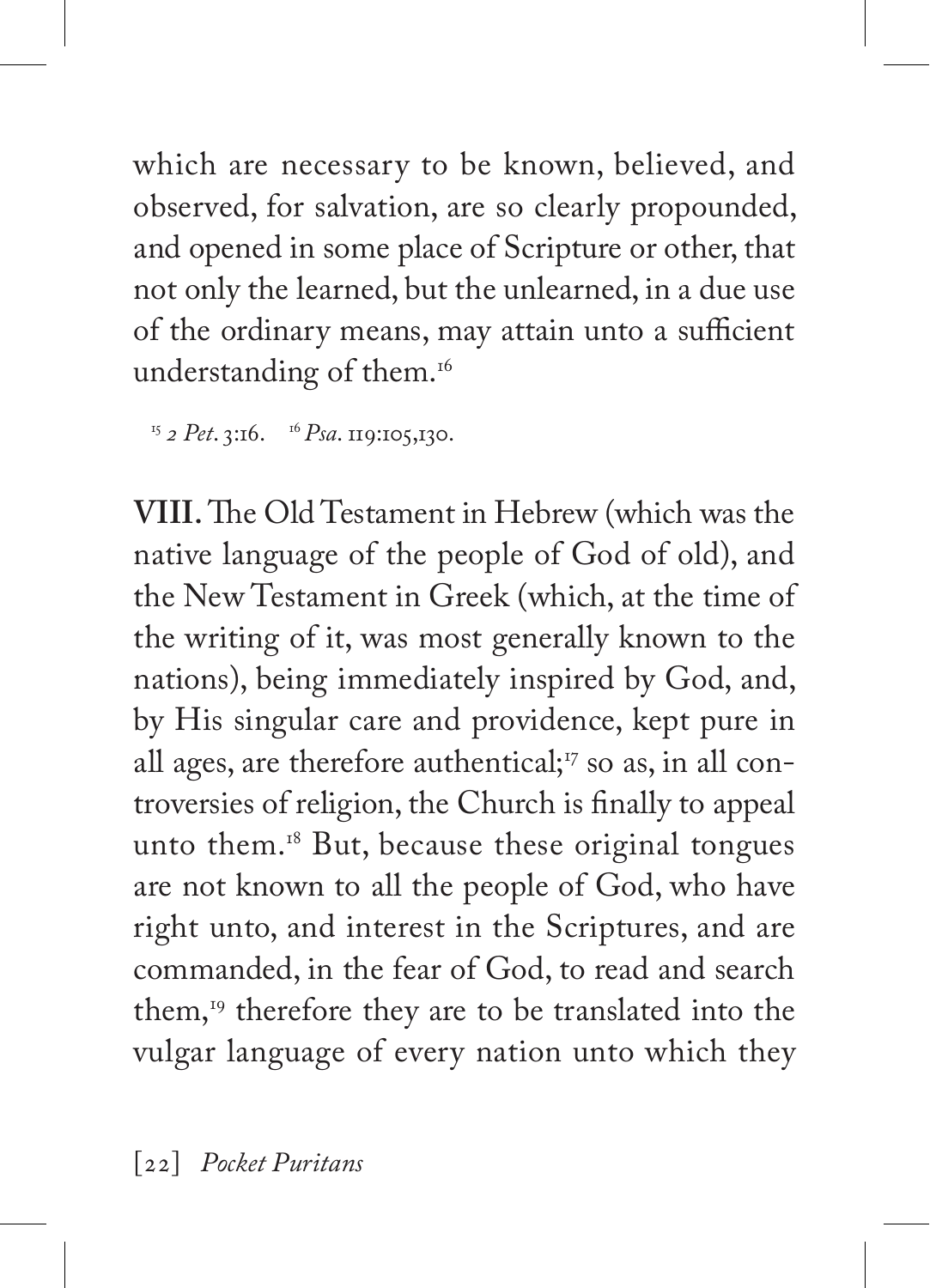which are necessary to be known, believed, and observed, for salvation, are so clearly propounded, and opened in some place of Scripture or other, that not only the learned, but the unlearned, in a due use of the ordinary means, may attain unto a sufficient understanding of them.[16]

[15] *2 Pet*. 3:16. [16] *Psa*. 119:105,130.

**VIII.** The Old Testament in Hebrew (which was the native language of the people of God of old), and the New Testament in Greek (which, at the time of the writing of it, was most generally known to the nations), being immediately inspired by God, and, by His singular care and providence, kept pure in all ages, are therefore authentical;[17] so as, in all controversies of religion, the Church is finally to appeal unto them.[18] But, because these original tongues are not known to all the people of God, who have right unto, and interest in the Scriptures, and are commanded, in the fear of God, to read and search them,[19] therefore they are to be translated into the vulgar language of every nation unto which they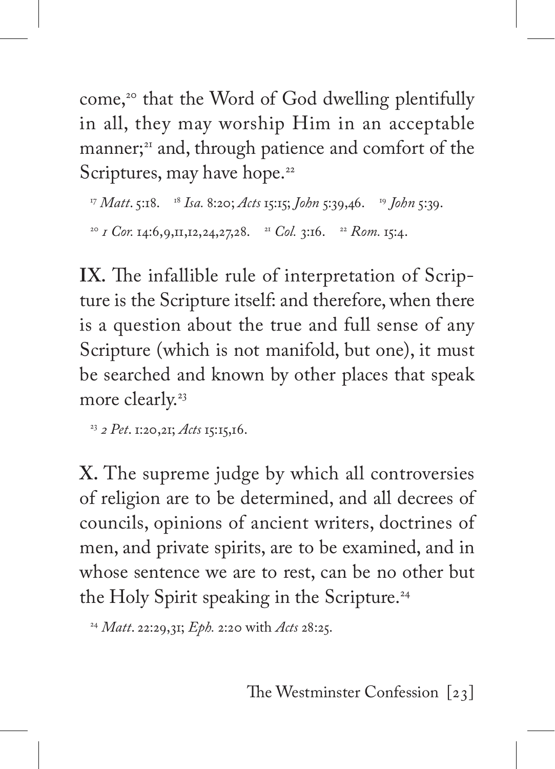come,[20] that the Word of God dwelling plentifully in all, they may worship Him in an acceptable manner;[21] and, through patience and comfort of the Scriptures, may have hope.[22]

[17] *Matt*. 5:18. [18] *Isa.* 8:20; *Acts* 15:15; *John* 5:39,46. [19] *John* 5:39.

[20] *1 Cor.* 14:6,9,11,12,24,27,28. [21] *Col.* 3:16. [22] *Rom.* 15:4.

**IX.** The infallible rule of interpretation of Scripture is the Scripture itself: and therefore, when there is a question about the true and full sense of any Scripture (which is not manifold, but one), it must be searched and known by other places that speak more clearly.[23]

[23] *2 Pet*. 1:20,21; *Acts* 15:15,16.

**X.** The supreme judge by which all controversies of religion are to be determined, and all decrees of councils, opinions of ancient writers, doctrines of men, and private spirits, are to be examined, and in whose sentence we are to rest, can be no other but the Holy Spirit speaking in the Scripture.[24]

[24] *Matt*. 22:29,31; *Eph.* 2:20 with *Acts* 28:25.